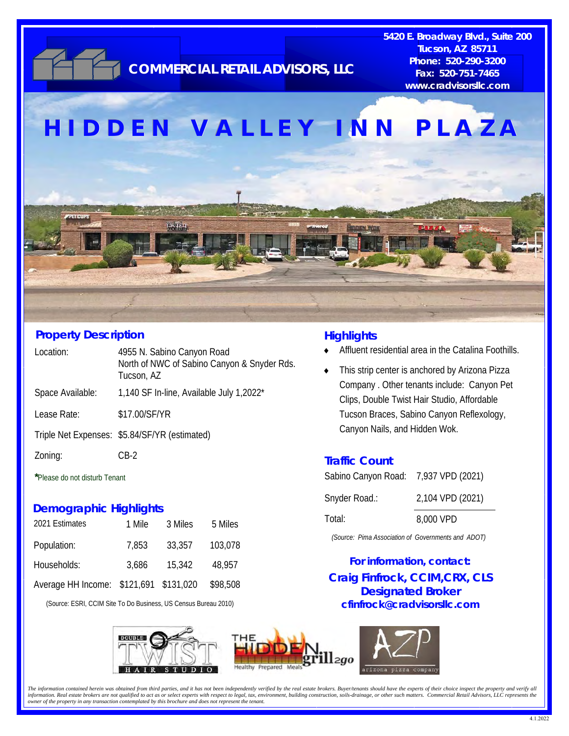**COMMERCIAL RETAIL ADVISORS, LLC**

5420 E. Broadway Blvd., Suite 200
Tucson, AZ 85711
Phone: 520-290-3200
Fax: 520-751-7465
www.cradvisorsllc.com

# HIDDEN VALLEY INN PLAZA

## Property Description

| | |
|---|---|
| Location: | 4955 N. Sabino Canyon Road<br>North of NWC of Sabino Canyon & Snyder Rds.<br>Tucson, AZ |
| Space Available: | 1,140 SF In-line, Available July 1,2022* |
| Lease Rate: | $17.00/SF/YR |
| Triple Net Expenses: | $5.84/SF/YR (estimated) |
| Zoning: | CB-2 |

*Please do not disturb Tenant

## Demographic Highlights

| 2021 Estimates | 1 Mile | 3 Miles | 5 Miles |
|---|---|---|---|
| Population: | 7,853 | 33,357 | 103,078 |
| Households: | 3,686 | 15,342 | 48,957 |
| Average HH Income: | $121,691 | $131,020 | $98,508 |

(Source: ESRI, CCIM Site To Do Business, US Census Bureau 2010)

## Highlights

- Affluent residential area in the Catalina Foothills.
- This strip center is anchored by Arizona Pizza Company . Other tenants include: Canyon Pet Clips, Double Twist Hair Studio, Affordable Tucson Braces, Sabino Canyon Reflexology, Canyon Nails, and Hidden Wok.

## Traffic Count

| | |
|---|---|
| Sabino Canyon Road: | 7,937 VPD (2021) |
| Snyder Road.: | 2,104 VPD (2021) |
| Total: | 8,000 VPD |

*(Source: Pima Association of Governments and ADOT)*

**For information, contact:**
**Craig Finfrock, CCIM,CRX, CLS**
**Designated Broker**
**cfinfrock@cradvisorsllc.com**

*The information contained herein was obtained from third parties, and it has not been independently verified by the real estate brokers. Buyer/tenants should have the experts of their choice inspect the property and verify all information. Real estate brokers are not qualified to act as or select experts with respect to legal, tax, environment, building construction, soils-drainage, or other such matters. Commercial Retail Advisors, LLC represents the owner of the property in any transaction contemplated by this brochure and does not represent the tenant.*

4.1.2022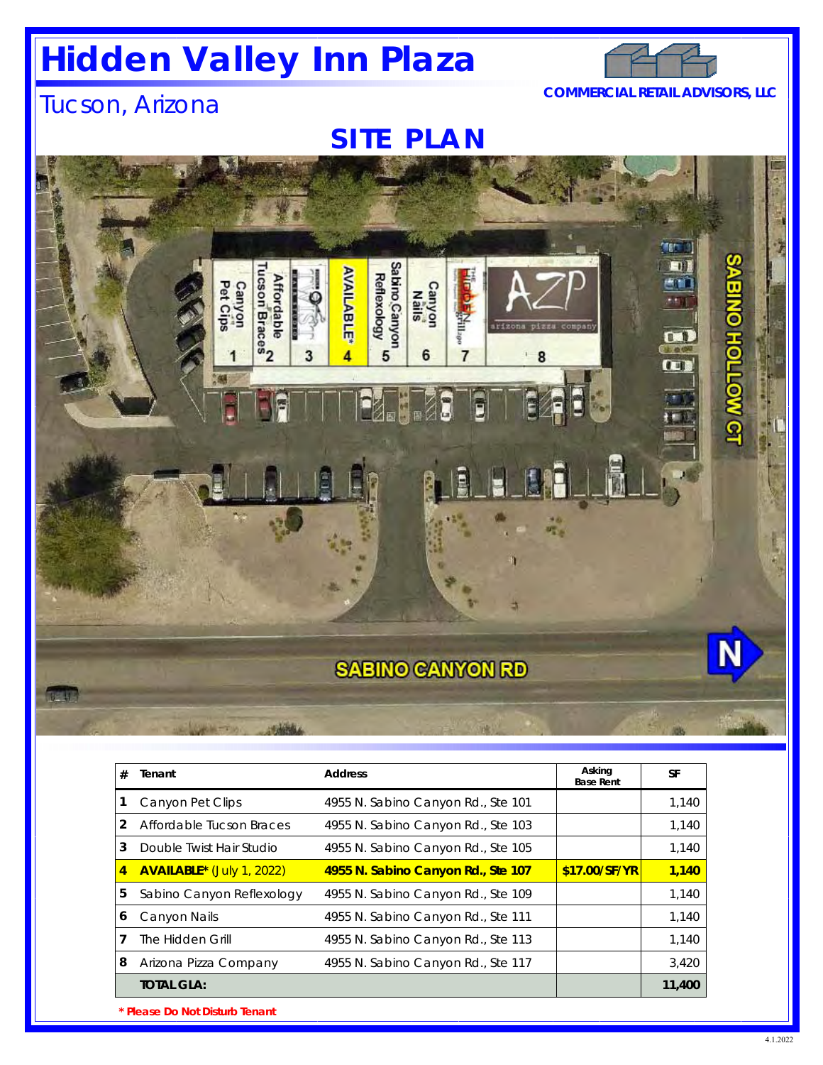# Hidden Valley Inn Plaza

## Tucson, Arizona

COMMERCIAL RETAIL ADVISORS, LLC

## SITE PLAN

SABINO HOLLOW CT

SABINO CANYON RD

| # | Tenant | Address | Asking Base Rent | SF |
|---|---|---|---|---|
| 1 | Canyon Pet Clips | 4955 N. Sabino Canyon Rd., Ste 101 | | 1,140 |
| 2 | Affordable Tucson Braces | 4955 N. Sabino Canyon Rd., Ste 103 | | 1,140 |
| 3 | Double Twist Hair Studio | 4955 N. Sabino Canyon Rd., Ste 105 | | 1,140 |
| **4** | **AVAILABLE*** (July 1, 2022) | **4955 N. Sabino Canyon Rd., Ste 107** | **$17.00/SF/YR** | **1,140** |
| 5 | Sabino Canyon Reflexology | 4955 N. Sabino Canyon Rd., Ste 109 | | 1,140 |
| 6 | Canyon Nails | 4955 N. Sabino Canyon Rd., Ste 111 | | 1,140 |
| 7 | The Hidden Grill | 4955 N. Sabino Canyon Rd., Ste 113 | | 1,140 |
| 8 | Arizona Pizza Company | 4955 N. Sabino Canyon Rd., Ste 117 | | 3,420 |
| | **TOTAL GLA:** | | | **11,400** |

*** Please Do Not Disturb Tenant**

4.1.2022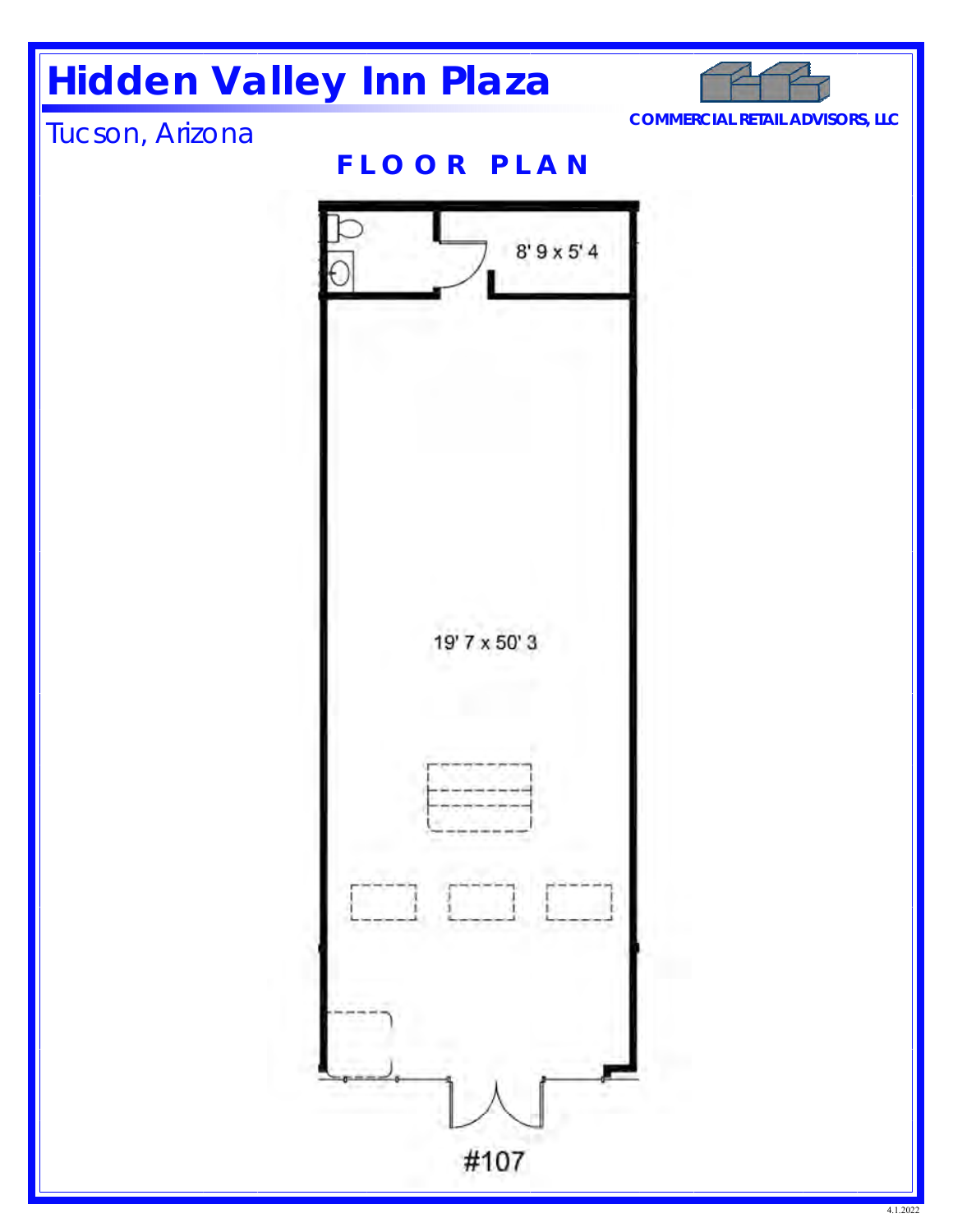# Hidden Valley Inn Plaza

Tucson, Arizona

COMMERCIAL RETAIL ADVISORS, LLC

## FLOOR PLAN

8' 9 x 5' 4

19' 7 x 50' 3

#107

4.1.2022